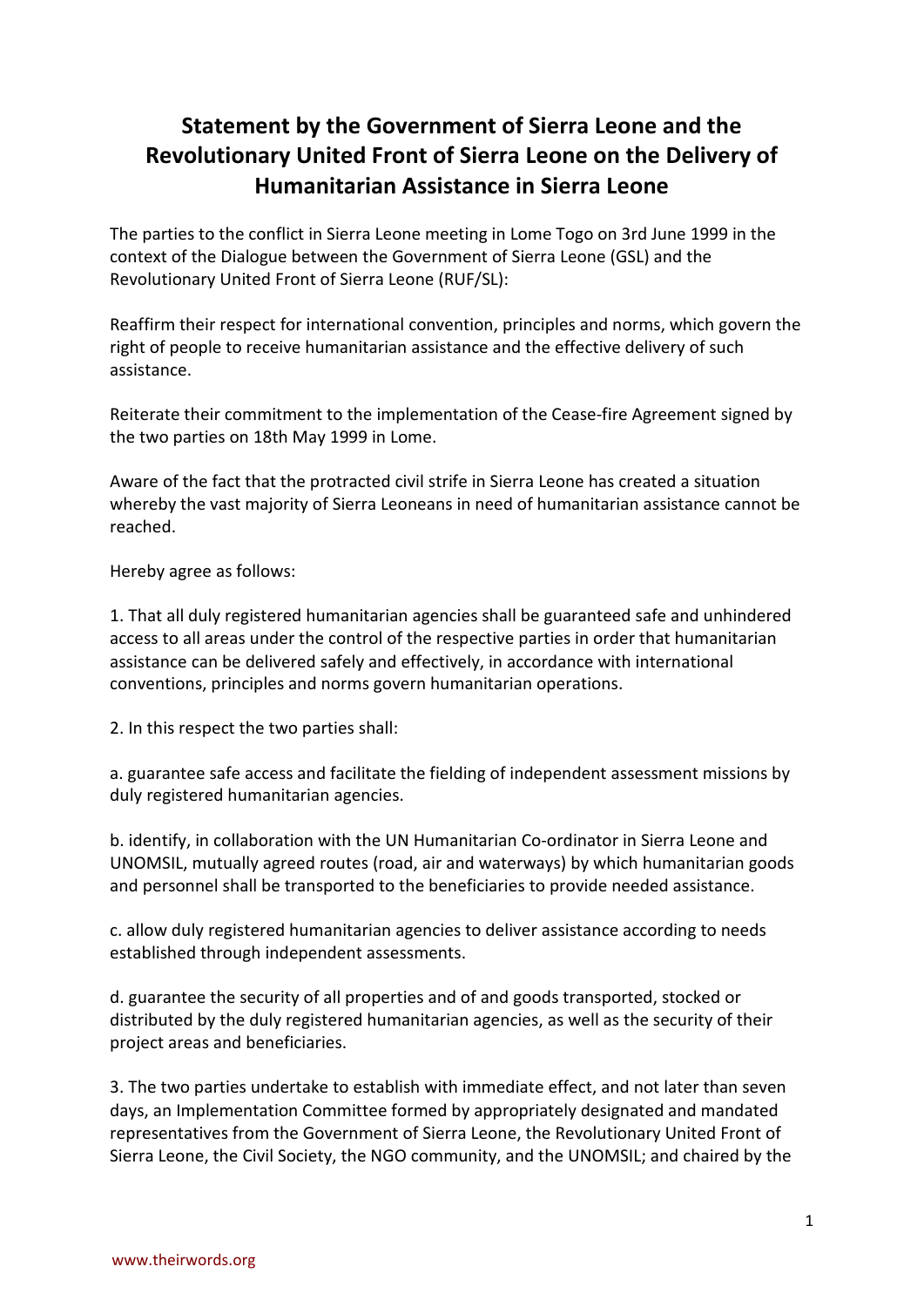# Statement by the Government of Sierra Leone and the Revolutionary United Front of Sierra Leone on the Delivery of Humanitarian Assistance in Sierra Leone

The parties to the conflict in Sierra Leone meeting in Lome Togo on 3rd June 1999 in the context of the Dialogue between the Government of Sierra Leone (GSL) and the Revolutionary United Front of Sierra Leone (RUF/SL):

Reaffirm their respect for international convention, principles and norms, which govern the right of people to receive humanitarian assistance and the effective delivery of such assistance.

Reiterate their commitment to the implementation of the Cease-fire Agreement signed by the two parties on 18th May 1999 in Lome.

Aware of the fact that the protracted civil strife in Sierra Leone has created a situation whereby the vast majority of Sierra Leoneans in need of humanitarian assistance cannot be reached.

Hereby agree as follows:

1. That all duly registered humanitarian agencies shall be guaranteed safe and unhindered access to all areas under the control of the respective parties in order that humanitarian assistance can be delivered safely and effectively, in accordance with international conventions, principles and norms govern humanitarian operations.

2. In this respect the two parties shall:

a. guarantee safe access and facilitate the fielding of independent assessment missions by duly registered humanitarian agencies.

b. identify, in collaboration with the UN Humanitarian Co-ordinator in Sierra Leone and UNOMSIL, mutually agreed routes (road, air and waterways) by which humanitarian goods and personnel shall be transported to the beneficiaries to provide needed assistance.

c. allow duly registered humanitarian agencies to deliver assistance according to needs established through independent assessments.

d. guarantee the security of all properties and of and goods transported, stocked or distributed by the duly registered humanitarian agencies, as well as the security of their project areas and beneficiaries.

3. The two parties undertake to establish with immediate effect, and not later than seven days, an Implementation Committee formed by appropriately designated and mandated representatives from the Government of Sierra Leone, the Revolutionary United Front of Sierra Leone, the Civil Society, the NGO community, and the UNOMSIL; and chaired by the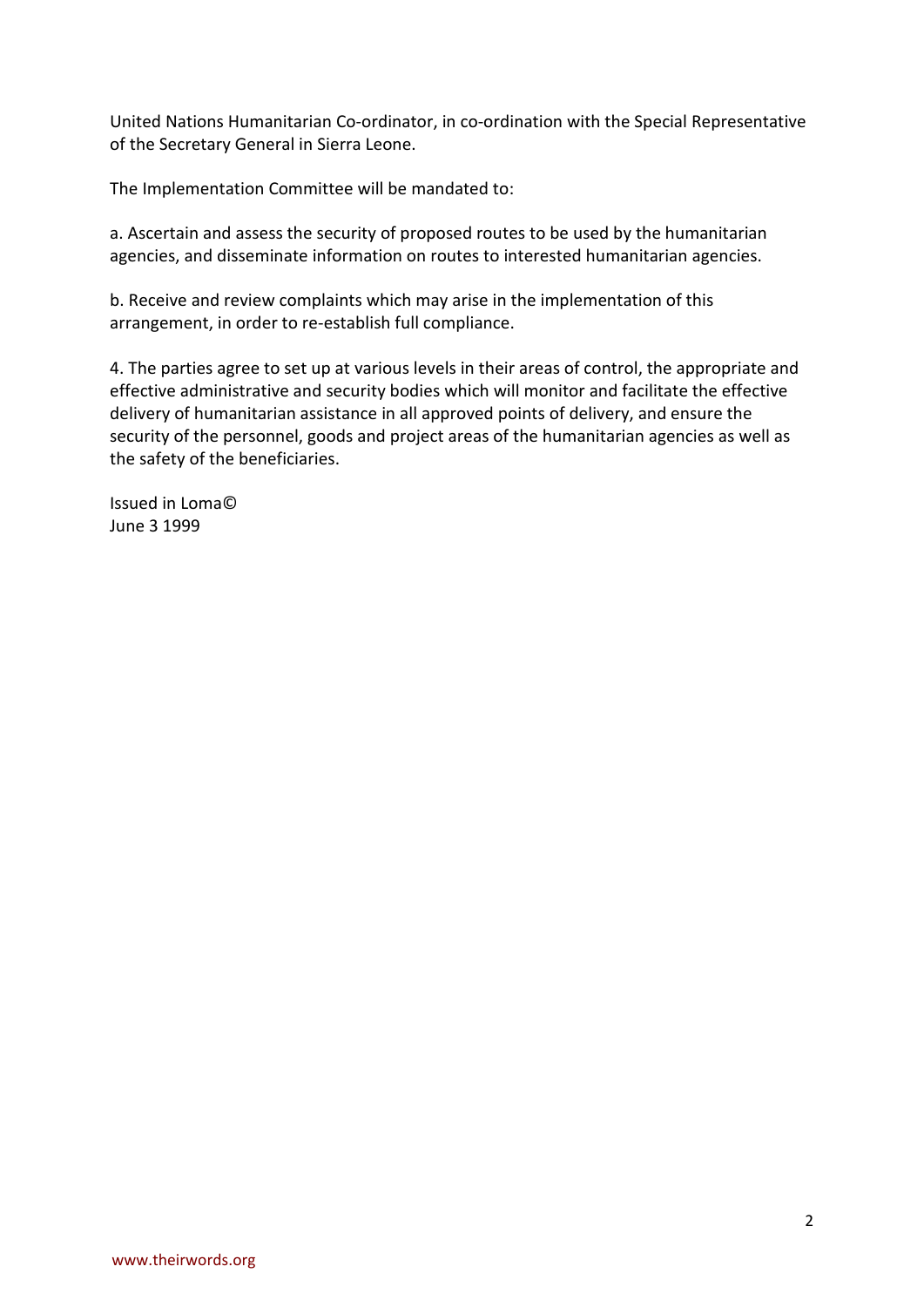United Nations Humanitarian Co-ordinator, in co-ordination with the Special Representative of the Secretary General in Sierra Leone.

The Implementation Committee will be mandated to:

a. Ascertain and assess the security of proposed routes to be used by the humanitarian agencies, and disseminate information on routes to interested humanitarian agencies.

b. Receive and review complaints which may arise in the implementation of this arrangement, in order to re-establish full compliance.

4. The parties agree to set up at various levels in their areas of control, the appropriate and effective administrative and security bodies which will monitor and facilitate the effective delivery of humanitarian assistance in all approved points of delivery, and ensure the security of the personnel, goods and project areas of the humanitarian agencies as well as the safety of the beneficiaries.

Issued in Loma©  
June 3 1999